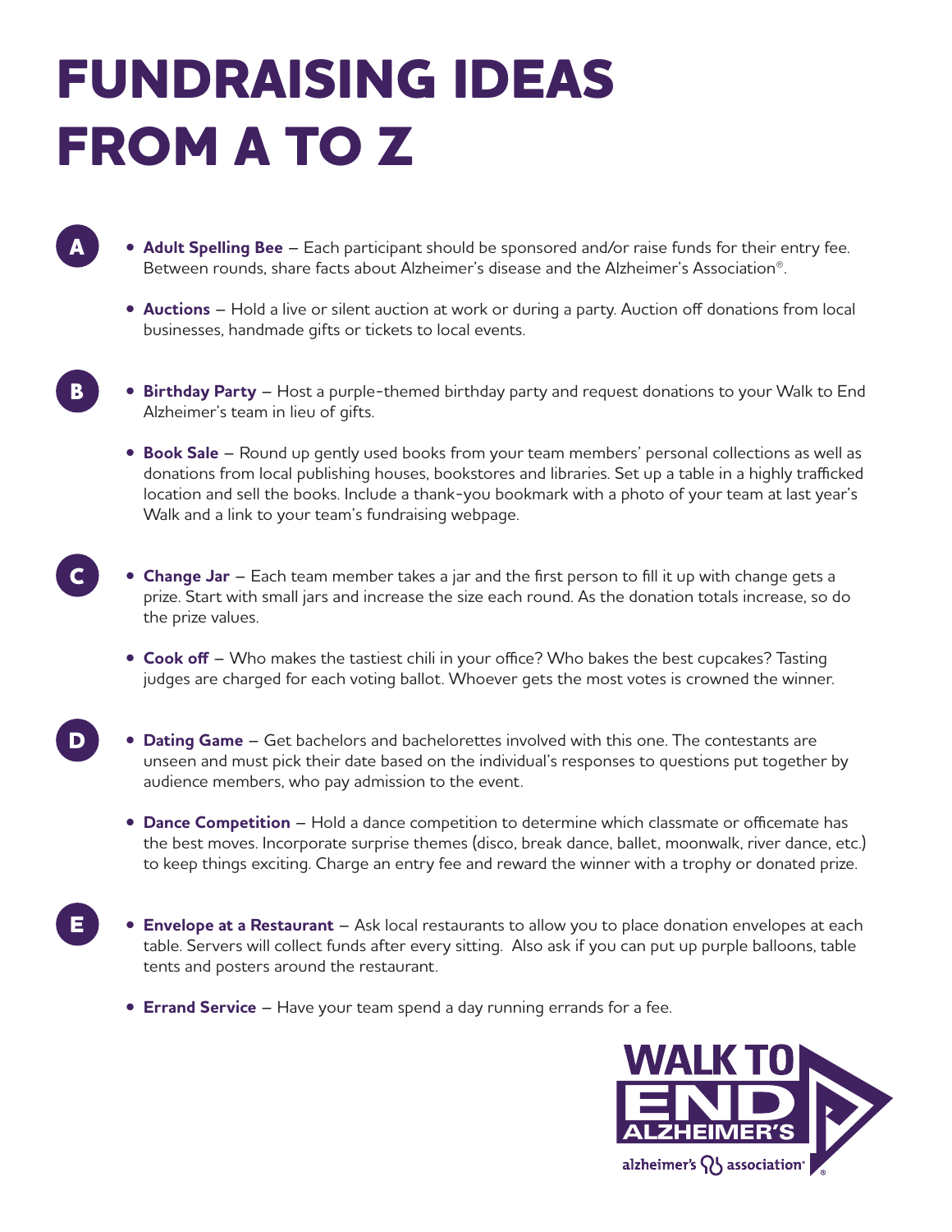# FUNDRAISING IDEAS FROM A TO Z

## A

- **Adult Spelling Bee** – Each participant should be sponsored and/or raise funds for their entry fee. Between rounds, share facts about Alzheimer's disease and the Alzheimer's Association®.
- **Auctions** – Hold a live or silent auction at work or during a party. Auction off donations from local businesses, handmade gifts or tickets to local events.

## B

- **Birthday Party** – Host a purple-themed birthday party and request donations to your Walk to End Alzheimer's team in lieu of gifts.
- **Book Sale** – Round up gently used books from your team members' personal collections as well as donations from local publishing houses, bookstores and libraries. Set up a table in a highly trafficked location and sell the books. Include a thank-you bookmark with a photo of your team at last year's Walk and a link to your team's fundraising webpage.

## C

- **Change Jar** – Each team member takes a jar and the first person to fill it up with change gets a prize. Start with small jars and increase the size each round. As the donation totals increase, so do the prize values.
- **Cook off** – Who makes the tastiest chili in your office? Who bakes the best cupcakes? Tasting judges are charged for each voting ballot. Whoever gets the most votes is crowned the winner.

## D

- **Dating Game** – Get bachelors and bachelorettes involved with this one. The contestants are unseen and must pick their date based on the individual's responses to questions put together by audience members, who pay admission to the event.
- **Dance Competition** – Hold a dance competition to determine which classmate or officemate has the best moves. Incorporate surprise themes (disco, break dance, ballet, moonwalk, river dance, etc.) to keep things exciting. Charge an entry fee and reward the winner with a trophy or donated prize.

## E

- **Envelope at a Restaurant** – Ask local restaurants to allow you to place donation envelopes at each table. Servers will collect funds after every sitting. Also ask if you can put up purple balloons, table tents and posters around the restaurant.
- **Errand Service** – Have your team spend a day running errands for a fee.

WALK TO END ALZHEIMER'S

alzheimer's association®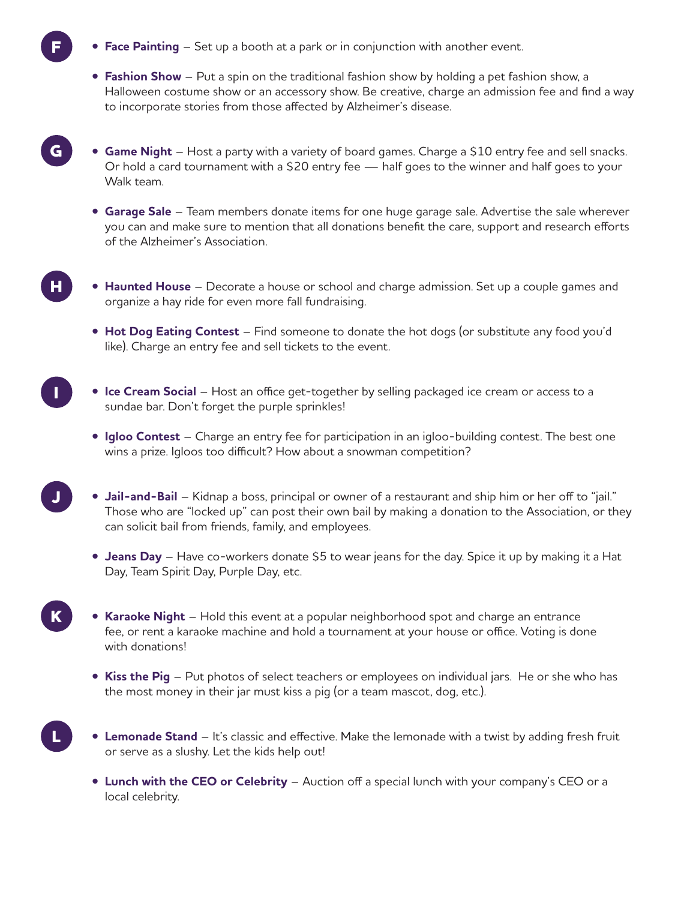## F

- **Face Painting** – Set up a booth at a park or in conjunction with another event.
- **Fashion Show** – Put a spin on the traditional fashion show by holding a pet fashion show, a Halloween costume show or an accessory show. Be creative, charge an admission fee and find a way to incorporate stories from those affected by Alzheimer's disease.

## G

- **Game Night** – Host a party with a variety of board games. Charge a $10 entry fee and sell snacks. Or hold a card tournament with a $20 entry fee — half goes to the winner and half goes to your Walk team.
- **Garage Sale** – Team members donate items for one huge garage sale. Advertise the sale wherever you can and make sure to mention that all donations benefit the care, support and research efforts of the Alzheimer's Association.

## H

- **Haunted House** – Decorate a house or school and charge admission. Set up a couple games and organize a hay ride for even more fall fundraising.
- **Hot Dog Eating Contest** – Find someone to donate the hot dogs (or substitute any food you'd like). Charge an entry fee and sell tickets to the event.

## I

- **Ice Cream Social** – Host an office get-together by selling packaged ice cream or access to a sundae bar. Don't forget the purple sprinkles!
- **Igloo Contest** – Charge an entry fee for participation in an igloo-building contest. The best one wins a prize. Igloos too difficult? How about a snowman competition?

## J

- **Jail-and-Bail** – Kidnap a boss, principal or owner of a restaurant and ship him or her off to "jail." Those who are "locked up" can post their own bail by making a donation to the Association, or they can solicit bail from friends, family, and employees.
- **Jeans Day** – Have co-workers donate $5 to wear jeans for the day. Spice it up by making it a Hat Day, Team Spirit Day, Purple Day, etc.

## K

- **Karaoke Night** – Hold this event at a popular neighborhood spot and charge an entrance fee, or rent a karaoke machine and hold a tournament at your house or office. Voting is done with donations!
- **Kiss the Pig** – Put photos of select teachers or employees on individual jars. He or she who has the most money in their jar must kiss a pig (or a team mascot, dog, etc.).

## L

- **Lemonade Stand** – It's classic and effective. Make the lemonade with a twist by adding fresh fruit or serve as a slushy. Let the kids help out!
- **Lunch with the CEO or Celebrity** – Auction off a special lunch with your company's CEO or a local celebrity.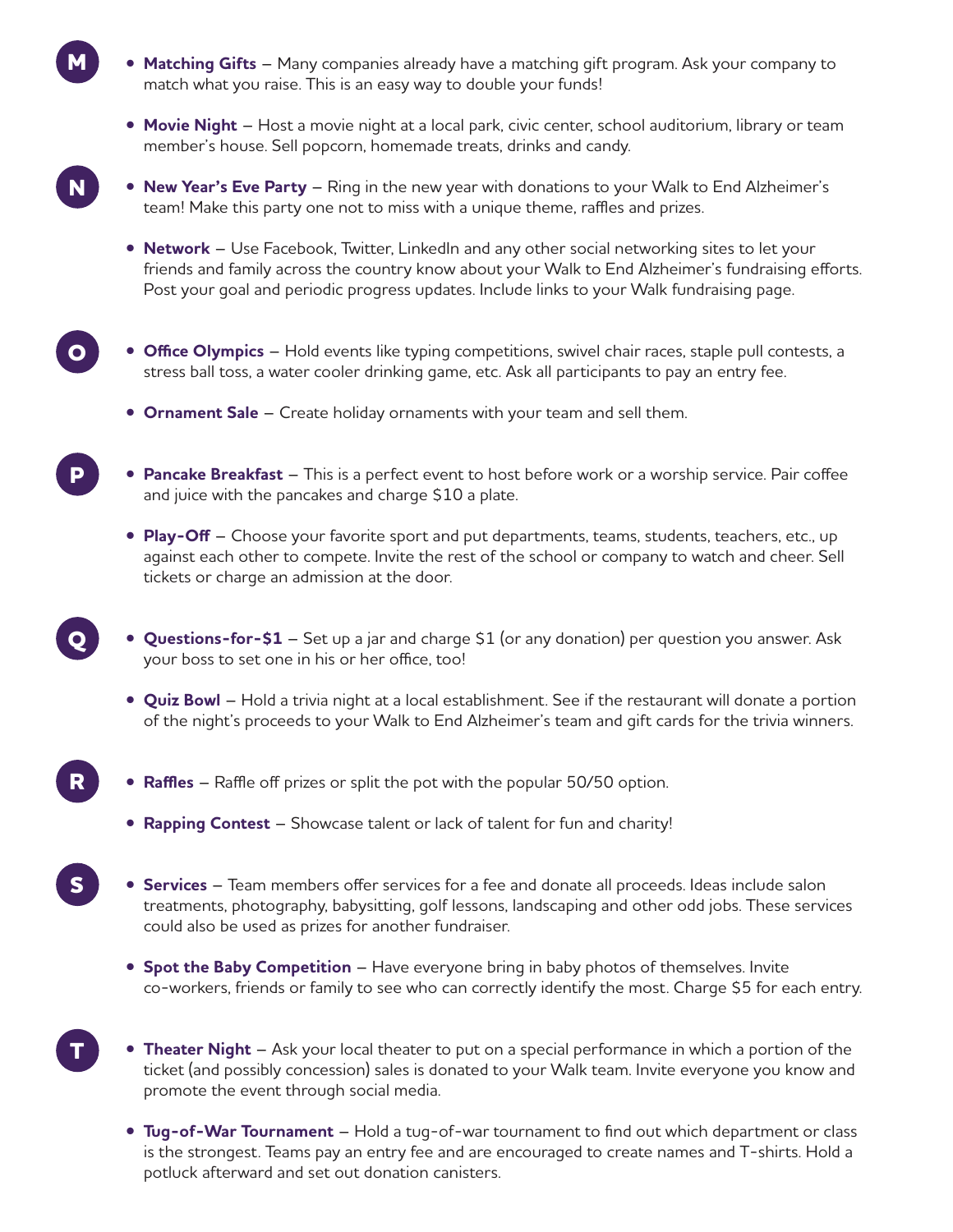## M

- **Matching Gifts** – Many companies already have a matching gift program. Ask your company to match what you raise. This is an easy way to double your funds!
- **Movie Night** – Host a movie night at a local park, civic center, school auditorium, library or team member's house. Sell popcorn, homemade treats, drinks and candy.

## N

- **New Year's Eve Party** – Ring in the new year with donations to your Walk to End Alzheimer's team! Make this party one not to miss with a unique theme, raffles and prizes.
- **Network** – Use Facebook, Twitter, LinkedIn and any other social networking sites to let your friends and family across the country know about your Walk to End Alzheimer's fundraising efforts. Post your goal and periodic progress updates. Include links to your Walk fundraising page.

## O

- **Office Olympics** – Hold events like typing competitions, swivel chair races, staple pull contests, a stress ball toss, a water cooler drinking game, etc. Ask all participants to pay an entry fee.
- **Ornament Sale** – Create holiday ornaments with your team and sell them.

## P

- **Pancake Breakfast** – This is a perfect event to host before work or a worship service. Pair coffee and juice with the pancakes and charge $10 a plate.
- **Play-Off** – Choose your favorite sport and put departments, teams, students, teachers, etc., up against each other to compete. Invite the rest of the school or company to watch and cheer. Sell tickets or charge an admission at the door.

## Q

- **Questions-for-$1** – Set up a jar and charge $1 (or any donation) per question you answer. Ask your boss to set one in his or her office, too!
- **Quiz Bowl** – Hold a trivia night at a local establishment. See if the restaurant will donate a portion of the night's proceeds to your Walk to End Alzheimer's team and gift cards for the trivia winners.

## R

- **Raffles** – Raffle off prizes or split the pot with the popular 50/50 option.
- **Rapping Contest** – Showcase talent or lack of talent for fun and charity!

## S

- **Services** – Team members offer services for a fee and donate all proceeds. Ideas include salon treatments, photography, babysitting, golf lessons, landscaping and other odd jobs. These services could also be used as prizes for another fundraiser.
- **Spot the Baby Competition** – Have everyone bring in baby photos of themselves. Invite co-workers, friends or family to see who can correctly identify the most. Charge $5 for each entry.

## T

- **Theater Night** – Ask your local theater to put on a special performance in which a portion of the ticket (and possibly concession) sales is donated to your Walk team. Invite everyone you know and promote the event through social media.
- **Tug-of-War Tournament** – Hold a tug-of-war tournament to find out which department or class is the strongest. Teams pay an entry fee and are encouraged to create names and T-shirts. Hold a potluck afterward and set out donation canisters.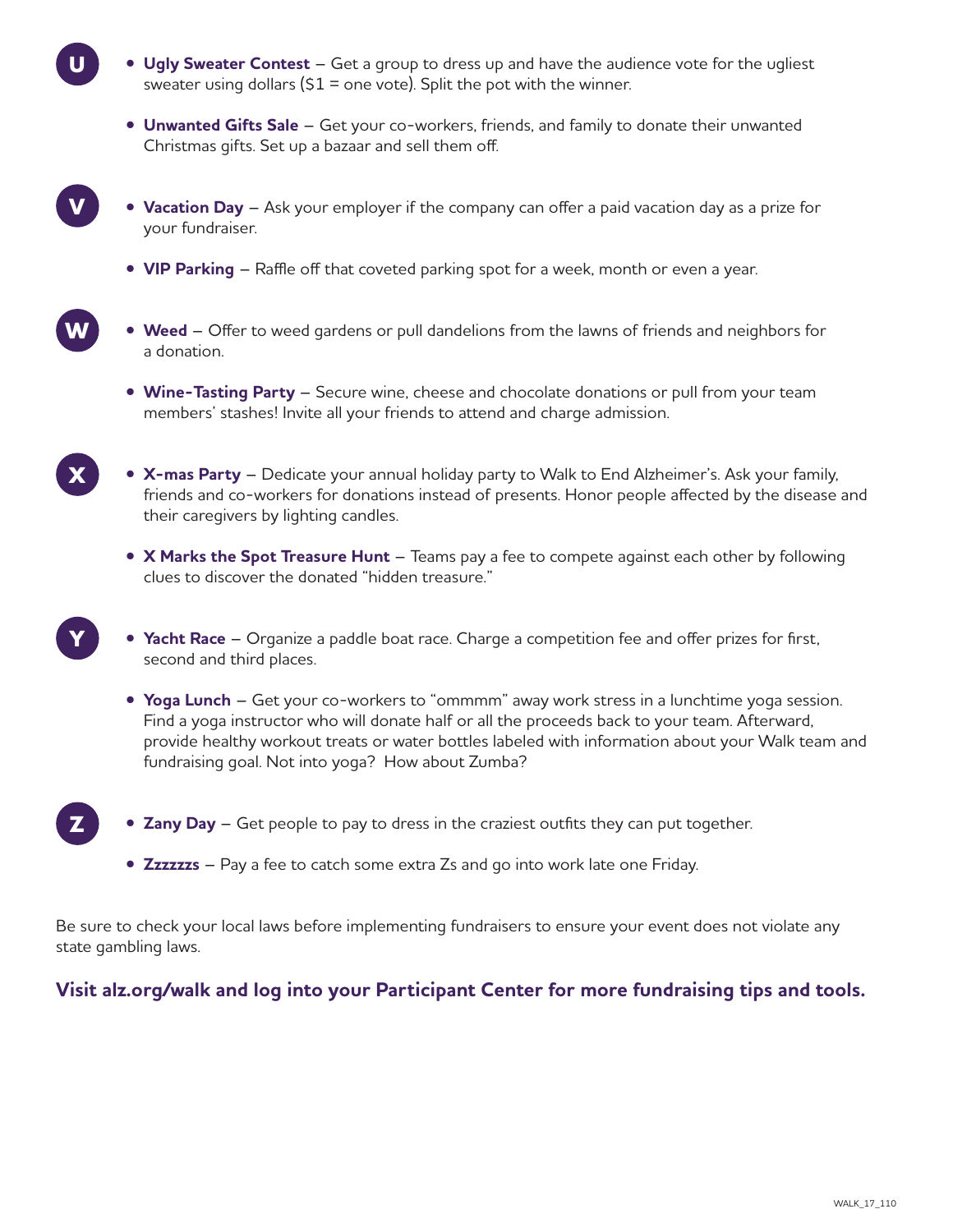## U

- **Ugly Sweater Contest** – Get a group to dress up and have the audience vote for the ugliest sweater using dollars ($1 = one vote). Split the pot with the winner.
- **Unwanted Gifts Sale** – Get your co-workers, friends, and family to donate their unwanted Christmas gifts. Set up a bazaar and sell them off.

## V

- **Vacation Day** – Ask your employer if the company can offer a paid vacation day as a prize for your fundraiser.
- **VIP Parking** – Raffle off that coveted parking spot for a week, month or even a year.

## W

- **Weed** – Offer to weed gardens or pull dandelions from the lawns of friends and neighbors for a donation.
- **Wine-Tasting Party** – Secure wine, cheese and chocolate donations or pull from your team members' stashes! Invite all your friends to attend and charge admission.

## X

- **X-mas Party** – Dedicate your annual holiday party to Walk to End Alzheimer's. Ask your family, friends and co-workers for donations instead of presents. Honor people affected by the disease and their caregivers by lighting candles.
- **X Marks the Spot Treasure Hunt** – Teams pay a fee to compete against each other by following clues to discover the donated "hidden treasure."

## Y

- **Yacht Race** – Organize a paddle boat race. Charge a competition fee and offer prizes for first, second and third places.
- **Yoga Lunch** – Get your co-workers to "ommmm" away work stress in a lunchtime yoga session. Find a yoga instructor who will donate half or all the proceeds back to your team. Afterward, provide healthy workout treats or water bottles labeled with information about your Walk team and fundraising goal. Not into yoga? How about Zumba?

## Z

- **Zany Day** – Get people to pay to dress in the craziest outfits they can put together.
- **Zzzzzzs** – Pay a fee to catch some extra Zs and go into work late one Friday.

Be sure to check your local laws before implementing fundraisers to ensure your event does not violate any state gambling laws.

**Visit alz.org/walk and log into your Participant Center for more fundraising tips and tools.**

WALK_17_110